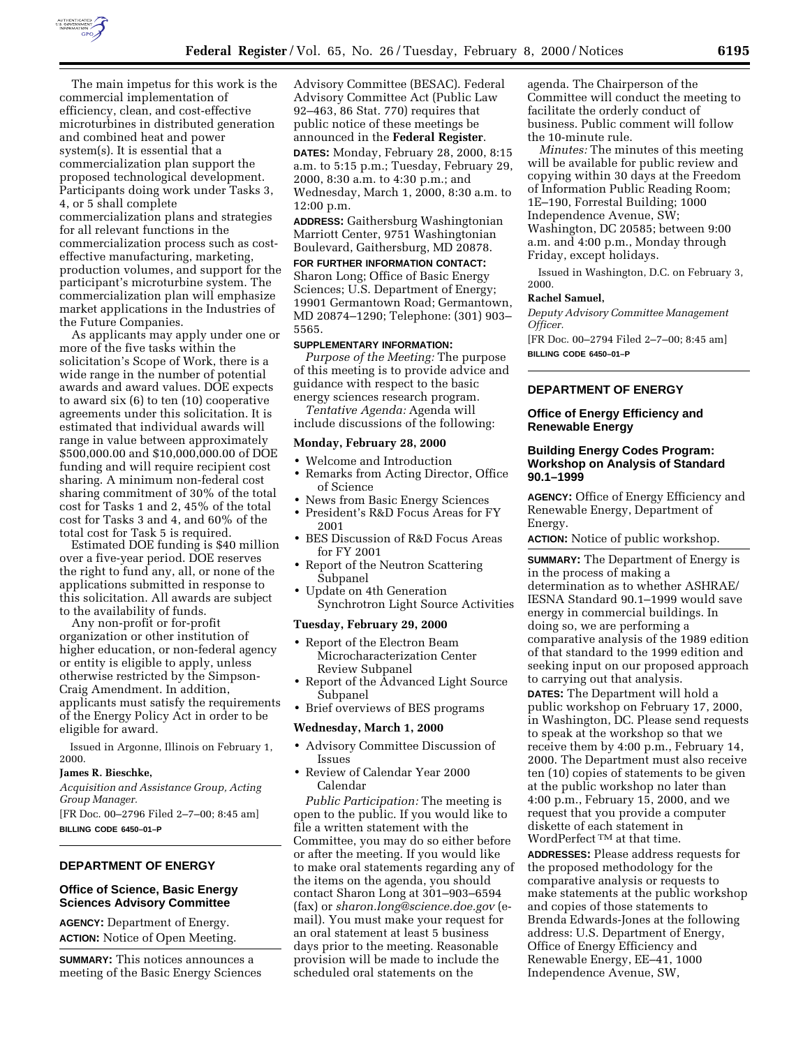The main impetus for this work is the commercial implementation of efficiency, clean, and cost-effective microturbines in distributed generation and combined heat and power system(s). It is essential that a commercialization plan support the proposed technological development. Participants doing work under Tasks 3, 4, or 5 shall complete commercialization plans and strategies for all relevant functions in the commercialization process such as cost-effective manufacturing, marketing, production volumes, and support for the participant's microturbine system. The commercialization plan will emphasize market applications in the Industries of the Future Companies.

As applicants may apply under one or more of the five tasks within the solicitation's Scope of Work, there is a wide range in the number of potential awards and award values. DOE expects to award six (6) to ten (10) cooperative agreements under this solicitation. It is estimated that individual awards will range in value between approximately $500,000.00 and $10,000,000.00 of DOE funding and will require recipient cost sharing. A minimum non-federal cost sharing commitment of 30% of the total cost for Tasks 1 and 2, 45% of the total cost for Tasks 3 and 4, and 60% of the total cost for Task 5 is required.

Estimated DOE funding is $40 million over a five-year period. DOE reserves the right to fund any, all, or none of the applications submitted in response to this solicitation. All awards are subject to the availability of funds.

Any non-profit or for-profit organization or other institution of higher education, or non-federal agency or entity is eligible to apply, unless otherwise restricted by the Simpson-Craig Amendment. In addition, applicants must satisfy the requirements of the Energy Policy Act in order to be eligible for award.

Issued in Argonne, Illinois on February 1, 2000.

**James R. Bieschke,**

*Acquisition and Assistance Group, Acting Group Manager.*

[FR Doc. 00–2796 Filed 2–7–00; 8:45 am]

**BILLING CODE 6450–01–P**

## DEPARTMENT OF ENERGY

### Office of Science, Basic Energy Sciences Advisory Committee

**AGENCY:** Department of Energy.

**ACTION:** Notice of Open Meeting.

**SUMMARY:** This notices announces a meeting of the Basic Energy Sciences Advisory Committee (BESAC). Federal Advisory Committee Act (Public Law 92–463, 86 Stat. 770) requires that public notice of these meetings be announced in the **Federal Register**.

**DATES:** Monday, February 28, 2000, 8:15 a.m. to 5:15 p.m.; Tuesday, February 29, 2000, 8:30 a.m. to 4:30 p.m.; and Wednesday, March 1, 2000, 8:30 a.m. to 12:00 p.m.

**ADDRESS:** Gaithersburg Washingtonian Marriott Center, 9751 Washingtonian Boulevard, Gaithersburg, MD 20878.

**FOR FURTHER INFORMATION CONTACT:** Sharon Long; Office of Basic Energy Sciences; U.S. Department of Energy; 19901 Germantown Road; Germantown, MD 20874–1290; Telephone: (301) 903–5565.

**SUPPLEMENTARY INFORMATION:**

*Purpose of the Meeting:* The purpose of this meeting is to provide advice and guidance with respect to the basic energy sciences research program.

*Tentative Agenda:* Agenda will include discussions of the following:

**Monday, February 28, 2000**

- Welcome and Introduction
- Remarks from Acting Director, Office of Science
- News from Basic Energy Sciences
- President's R&D Focus Areas for FY 2001
- BES Discussion of R&D Focus Areas for FY 2001
- Report of the Neutron Scattering Subpanel
- Update on 4th Generation Synchrotron Light Source Activities

**Tuesday, February 29, 2000**

- Report of the Electron Beam Microcharacterization Center Review Subpanel
- Report of the Advanced Light Source Subpanel
- Brief overviews of BES programs

**Wednesday, March 1, 2000**

- Advisory Committee Discussion of Issues
- Review of Calendar Year 2000 Calendar

*Public Participation:* The meeting is open to the public. If you would like to file a written statement with the Committee, you may do so either before or after the meeting. If you would like to make oral statements regarding any of the items on the agenda, you should contact Sharon Long at 301–903–6594 (fax) or *sharon.long@science.doe.gov* (e-mail). You must make your request for an oral statement at least 5 business days prior to the meeting. Reasonable provision will be made to include the scheduled oral statements on the agenda. The Chairperson of the Committee will conduct the meeting to facilitate the orderly conduct of business. Public comment will follow the 10-minute rule.

*Minutes:* The minutes of this meeting will be available for public review and copying within 30 days at the Freedom of Information Public Reading Room; 1E–190, Forrestal Building; 1000 Independence Avenue, SW; Washington, DC 20585; between 9:00 a.m. and 4:00 p.m., Monday through Friday, except holidays.

Issued in Washington, D.C. on February 3, 2000.

**Rachel Samuel,**

*Deputy Advisory Committee Management Officer.*

[FR Doc. 00–2794 Filed 2–7–00; 8:45 am]

**BILLING CODE 6450–01–P**

## DEPARTMENT OF ENERGY

### Office of Energy Efficiency and Renewable Energy

### Building Energy Codes Program: Workshop on Analysis of Standard 90.1–1999

**AGENCY:** Office of Energy Efficiency and Renewable Energy, Department of Energy.

**ACTION:** Notice of public workshop.

**SUMMARY:** The Department of Energy is in the process of making a determination as to whether ASHRAE/IESNA Standard 90.1–1999 would save energy in commercial buildings. In doing so, we are performing a comparative analysis of the 1989 edition of that standard to the 1999 edition and seeking input on our proposed approach to carrying out that analysis.

**DATES:** The Department will hold a public workshop on February 17, 2000, in Washington, DC. Please send requests to speak at the workshop so that we receive them by 4:00 p.m., February 14, 2000. The Department must also receive ten (10) copies of statements to be given at the public workshop no later than 4:00 p.m., February 15, 2000, and we request that you provide a computer diskette of each statement in WordPerfect™ at that time.

**ADDRESSES:** Please address requests for the proposed methodology for the comparative analysis or requests to make statements at the public workshop and copies of those statements to Brenda Edwards-Jones at the following address: U.S. Department of Energy, Office of Energy Efficiency and Renewable Energy, EE–41, 1000 Independence Avenue, SW,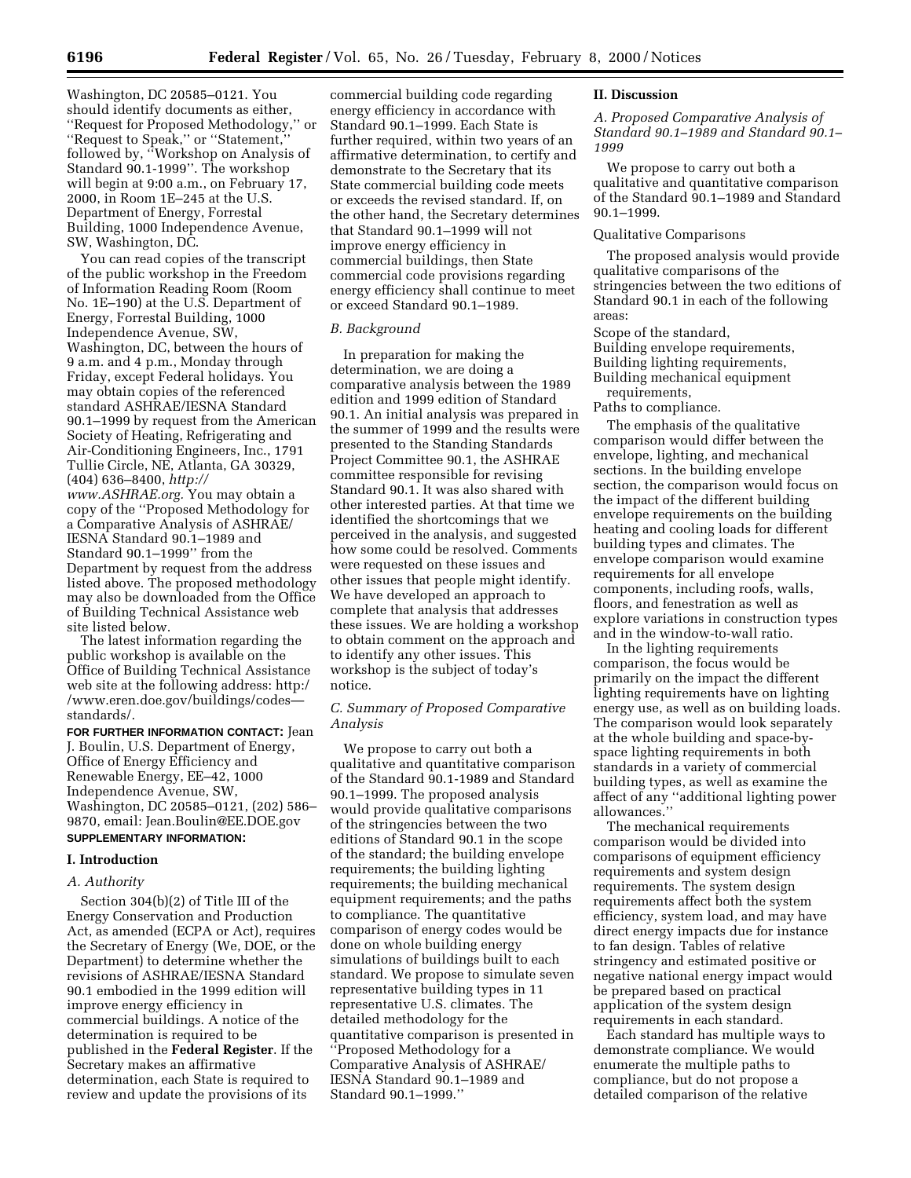Washington, DC 20585–0121. You should identify documents as either, ''Request for Proposed Methodology,'' or ''Request to Speak,'' or ''Statement,'' followed by, ''Workshop on Analysis of Standard 90.1-1999''. The workshop will begin at 9:00 a.m., on February 17, 2000, in Room 1E–245 at the U.S. Department of Energy, Forrestal Building, 1000 Independence Avenue, SW, Washington, DC.

You can read copies of the transcript of the public workshop in the Freedom of Information Reading Room (Room No. 1E–190) at the U.S. Department of Energy, Forrestal Building, 1000 Independence Avenue, SW, Washington, DC, between the hours of 9 a.m. and 4 p.m., Monday through Friday, except Federal holidays. You may obtain copies of the referenced standard ASHRAE/IESNA Standard 90.1–1999 by request from the American Society of Heating, Refrigerating and Air-Conditioning Engineers, Inc., 1791 Tullie Circle, NE, Atlanta, GA 30329, (404) 636–8400, *http://www.ASHRAE.org.* You may obtain a copy of the ''Proposed Methodology for a Comparative Analysis of ASHRAE/IESNA Standard 90.1–1989 and Standard 90.1–1999'' from the Department by request from the address listed above. The proposed methodology may also be downloaded from the Office of Building Technical Assistance web site listed below.

The latest information regarding the public workshop is available on the Office of Building Technical Assistance web site at the following address: http://www.eren.doe.gov/buildings/codes—standards/.

**FOR FURTHER INFORMATION CONTACT:** Jean J. Boulin, U.S. Department of Energy, Office of Energy Efficiency and Renewable Energy, EE–42, 1000 Independence Avenue, SW, Washington, DC 20585–0121, (202) 586–9870, email: Jean.Boulin@EE.DOE.gov

**SUPPLEMENTARY INFORMATION:**

## I. Introduction

### *A. Authority*

Section 304(b)(2) of Title III of the Energy Conservation and Production Act, as amended (ECPA or Act), requires the Secretary of Energy (We, DOE, or the Department) to determine whether the revisions of ASHRAE/IESNA Standard 90.1 embodied in the 1999 edition will improve energy efficiency in commercial buildings. A notice of the determination is required to be published in the **Federal Register**. If the Secretary makes an affirmative determination, each State is required to review and update the provisions of its commercial building code regarding energy efficiency in accordance with Standard 90.1–1999. Each State is further required, within two years of an affirmative determination, to certify and demonstrate to the Secretary that its State commercial building code meets or exceeds the revised standard. If, on the other hand, the Secretary determines that Standard 90.1–1999 will not improve energy efficiency in commercial buildings, then State commercial code provisions regarding energy efficiency shall continue to meet or exceed Standard 90.1–1989.

### *B. Background*

In preparation for making the determination, we are doing a comparative analysis between the 1989 edition and 1999 edition of Standard 90.1. An initial analysis was prepared in the summer of 1999 and the results were presented to the Standing Standards Project Committee 90.1, the ASHRAE committee responsible for revising Standard 90.1. It was also shared with other interested parties. At that time we identified the shortcomings that we perceived in the analysis, and suggested how some could be resolved. Comments were requested on these issues and other issues that people might identify. We have developed an approach to complete that analysis that addresses these issues. We are holding a workshop to obtain comment on the approach and to identify any other issues. This workshop is the subject of today's notice.

### *C. Summary of Proposed Comparative Analysis*

We propose to carry out both a qualitative and quantitative comparison of the Standard 90.1-1989 and Standard 90.1–1999. The proposed analysis would provide qualitative comparisons of the stringencies between the two editions of Standard 90.1 in the scope of the standard; the building envelope requirements; the building lighting requirements; the building mechanical equipment requirements; and the paths to compliance. The quantitative comparison of energy codes would be done on whole building energy simulations of buildings built to each standard. We propose to simulate seven representative building types in 11 representative U.S. climates. The detailed methodology for the quantitative comparison is presented in ''Proposed Methodology for a Comparative Analysis of ASHRAE/IESNA Standard 90.1–1989 and Standard 90.1–1999.''

## II. Discussion

### *A. Proposed Comparative Analysis of Standard 90.1–1989 and Standard 90.1–1999*

We propose to carry out both a qualitative and quantitative comparison of the Standard 90.1–1989 and Standard 90.1–1999.

Qualitative Comparisons

The proposed analysis would provide qualitative comparisons of the stringencies between the two editions of Standard 90.1 in each of the following areas:

Scope of the standard,
Building envelope requirements,
Building lighting requirements,
Building mechanical equipment requirements,
Paths to compliance.

The emphasis of the qualitative comparison would differ between the envelope, lighting, and mechanical sections. In the building envelope section, the comparison would focus on the impact of the different building envelope requirements on the building heating and cooling loads for different building types and climates. The envelope comparison would examine requirements for all envelope components, including roofs, walls, floors, and fenestration as well as explore variations in construction types and in the window-to-wall ratio.

In the lighting requirements comparison, the focus would be primarily on the impact the different lighting requirements have on lighting energy use, as well as on building loads. The comparison would look separately at the whole building and space-by-space lighting requirements in both standards in a variety of commercial building types, as well as examine the affect of any ''additional lighting power allowances.''

The mechanical requirements comparison would be divided into comparisons of equipment efficiency requirements and system design requirements. The system design requirements affect both the system efficiency, system load, and may have direct energy impacts due for instance to fan design. Tables of relative stringency and estimated positive or negative national energy impact would be prepared based on practical application of the system design requirements in each standard.

Each standard has multiple ways to demonstrate compliance. We would enumerate the multiple paths to compliance, but do not propose a detailed comparison of the relative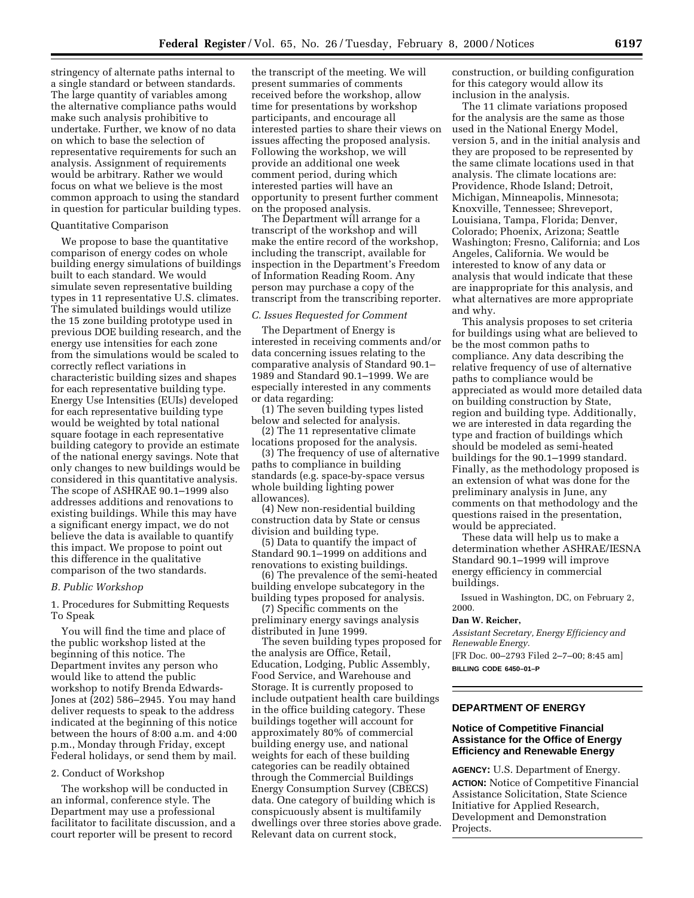stringency of alternate paths internal to a single standard or between standards. The large quantity of variables among the alternative compliance paths would make such analysis prohibitive to undertake. Further, we know of no data on which to base the selection of representative requirements for such an analysis. Assignment of requirements would be arbitrary. Rather we would focus on what we believe is the most common approach to using the standard in question for particular building types.

Quantitative Comparison

We propose to base the quantitative comparison of energy codes on whole building energy simulations of buildings built to each standard. We would simulate seven representative building types in 11 representative U.S. climates. The simulated buildings would utilize the 15 zone building prototype used in previous DOE building research, and the energy use intensities for each zone from the simulations would be scaled to correctly reflect variations in characteristic building sizes and shapes for each representative building type. Energy Use Intensities (EUIs) developed for each representative building type would be weighted by total national square footage in each representative building category to provide an estimate of the national energy savings. Note that only changes to new buildings would be considered in this quantitative analysis. The scope of ASHRAE 90.1–1999 also addresses additions and renovations to existing buildings. While this may have a significant energy impact, we do not believe the data is available to quantify this impact. We propose to point out this difference in the qualitative comparison of the two standards.

### *B. Public Workshop*

1. Procedures for Submitting Requests To Speak

You will find the time and place of the public workshop listed at the beginning of this notice. The Department invites any person who would like to attend the public workshop to notify Brenda Edwards-Jones at (202) 586–2945. You may hand deliver requests to speak to the address indicated at the beginning of this notice between the hours of 8:00 a.m. and 4:00 p.m., Monday through Friday, except Federal holidays, or send them by mail.

2. Conduct of Workshop

The workshop will be conducted in an informal, conference style. The Department may use a professional facilitator to facilitate discussion, and a court reporter will be present to record the transcript of the meeting. We will present summaries of comments received before the workshop, allow time for presentations by workshop participants, and encourage all interested parties to share their views on issues affecting the proposed analysis. Following the workshop, we will provide an additional one week comment period, during which interested parties will have an opportunity to present further comment on the proposed analysis.

The Department will arrange for a transcript of the workshop and will make the entire record of the workshop, including the transcript, available for inspection in the Department's Freedom of Information Reading Room. Any person may purchase a copy of the transcript from the transcribing reporter.

### *C. Issues Requested for Comment*

The Department of Energy is interested in receiving comments and/or data concerning issues relating to the comparative analysis of Standard 90.1–1989 and Standard 90.1–1999. We are especially interested in any comments or data regarding:

(1) The seven building types listed below and selected for analysis.

(2) The 11 representative climate locations proposed for the analysis.

(3) The frequency of use of alternative paths to compliance in building standards (e.g. space-by-space versus whole building lighting power allowances).

(4) New non-residential building construction data by State or census division and building type.

(5) Data to quantify the impact of Standard 90.1–1999 on additions and renovations to existing buildings.

(6) The prevalence of the semi-heated building envelope subcategory in the building types proposed for analysis.

(7) Specific comments on the preliminary energy savings analysis distributed in June 1999.

The seven building types proposed for the analysis are Office, Retail, Education, Lodging, Public Assembly, Food Service, and Warehouse and Storage. It is currently proposed to include outpatient health care buildings in the office building category. These buildings together will account for approximately 80% of commercial building energy use, and national weights for each of these building categories can be readily obtained through the Commercial Buildings Energy Consumption Survey (CBECS) data. One category of building which is conspicuously absent is multifamily dwellings over three stories above grade. Relevant data on current stock, construction, or building configuration for this category would allow its inclusion in the analysis.

The 11 climate variations proposed for the analysis are the same as those used in the National Energy Model, version 5, and in the initial analysis and they are proposed to be represented by the same climate locations used in that analysis. The climate locations are: Providence, Rhode Island; Detroit, Michigan, Minneapolis, Minnesota; Knoxville, Tennessee; Shreveport, Louisiana, Tampa, Florida; Denver, Colorado; Phoenix, Arizona; Seattle Washington; Fresno, California; and Los Angeles, California. We would be interested to know of any data or analysis that would indicate that these are inappropriate for this analysis, and what alternatives are more appropriate and why.

This analysis proposes to set criteria for buildings using what are believed to be the most common paths to compliance. Any data describing the relative frequency of use of alternative paths to compliance would be appreciated as would more detailed data on building construction by State, region and building type. Additionally, we are interested in data regarding the type and fraction of buildings which should be modeled as semi-heated buildings for the 90.1–1999 standard. Finally, as the methodology proposed is an extension of what was done for the preliminary analysis in June, any comments on that methodology and the questions raised in the presentation, would be appreciated.

These data will help us to make a determination whether ASHRAE/IESNA Standard 90.1–1999 will improve energy efficiency in commercial buildings.

Issued in Washington, DC, on February 2, 2000.

**Dan W. Reicher,**

*Assistant Secretary, Energy Efficiency and Renewable Energy.*

[FR Doc. 00–2793 Filed 2–7–00; 8:45 am]

**BILLING CODE 6450–01–P**

---

## DEPARTMENT OF ENERGY

### Notice of Competitive Financial Assistance for the Office of Energy Efficiency and Renewable Energy

**AGENCY:** U.S. Department of Energy.

**ACTION:** Notice of Competitive Financial Assistance Solicitation, State Science Initiative for Applied Research, Development and Demonstration Projects.